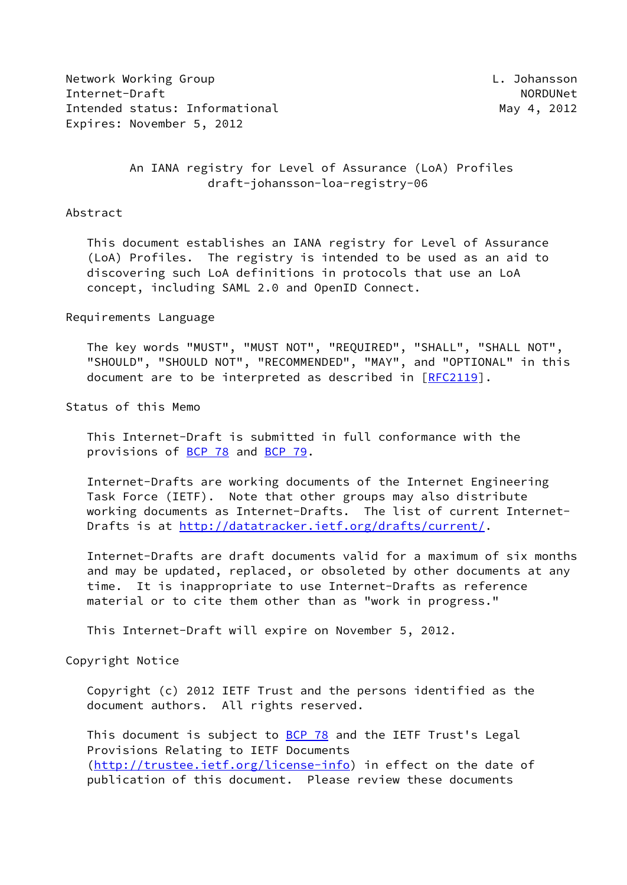Network Working Group L. Johansson
Internet-Draft NORDUNet
Intended status: Informational May 4, 2012
Expires: November 5, 2012

# An IANA registry for Level of Assurance (LoA) Profiles
draft-johansson-loa-registry-06

## Abstract

This document establishes an IANA registry for Level of Assurance (LoA) Profiles. The registry is intended to be used as an aid to discovering such LoA definitions in protocols that use an LoA concept, including SAML 2.0 and OpenID Connect.

## Requirements Language

The key words "MUST", "MUST NOT", "REQUIRED", "SHALL", "SHALL NOT", "SHOULD", "SHOULD NOT", "RECOMMENDED", "MAY", and "OPTIONAL" in this document are to be interpreted as described in [RFC2119].

## Status of this Memo

This Internet-Draft is submitted in full conformance with the provisions of BCP 78 and BCP 79.

Internet-Drafts are working documents of the Internet Engineering Task Force (IETF). Note that other groups may also distribute working documents as Internet-Drafts. The list of current Internet-Drafts is at http://datatracker.ietf.org/drafts/current/.

Internet-Drafts are draft documents valid for a maximum of six months and may be updated, replaced, or obsoleted by other documents at any time. It is inappropriate to use Internet-Drafts as reference material or to cite them other than as "work in progress."

This Internet-Draft will expire on November 5, 2012.

## Copyright Notice

Copyright (c) 2012 IETF Trust and the persons identified as the document authors. All rights reserved.

This document is subject to BCP 78 and the IETF Trust's Legal Provisions Relating to IETF Documents (http://trustee.ietf.org/license-info) in effect on the date of publication of this document. Please review these documents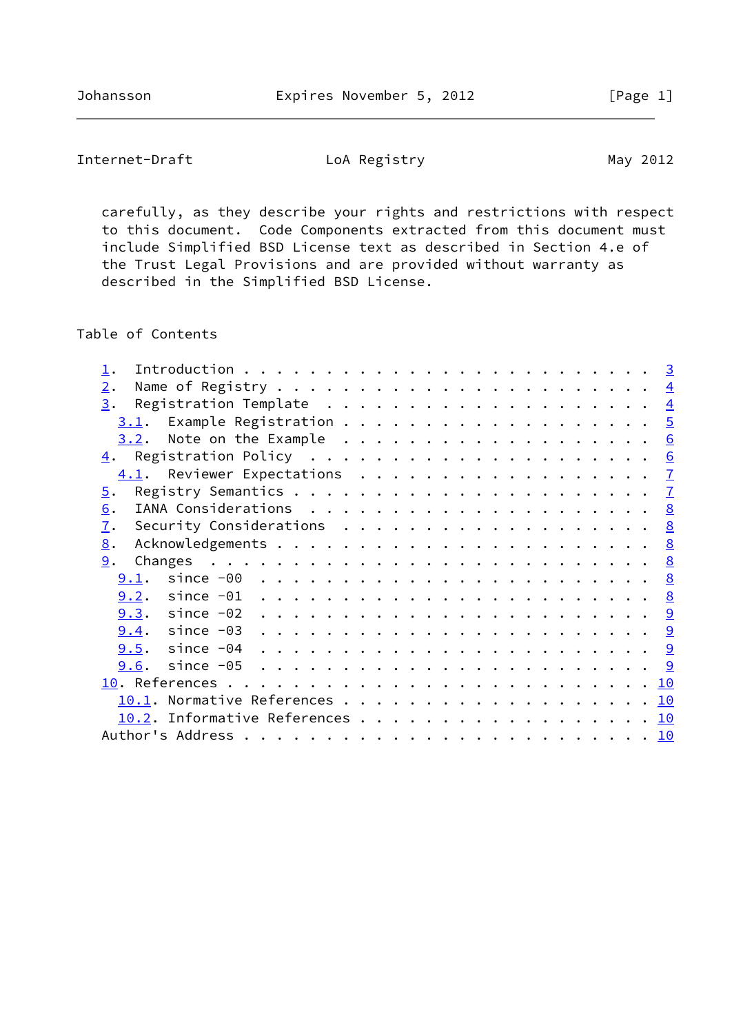carefully, as they describe your rights and restrictions with respect to this document. Code Components extracted from this document must include Simplified BSD License text as described in Section 4.e of the Trust Legal Provisions and are provided without warranty as described in the Simplified BSD License.

## Table of Contents

```
   1.  Introduction . . . . . . . . . . . . . . . . . . . . . . . . .  3
   2.  Name of Registry . . . . . . . . . . . . . . . . . . . . . . .  4
   3.  Registration Template  . . . . . . . . . . . . . . . . . . . .  4
     3.1.  Example Registration . . . . . . . . . . . . . . . . . . .  5
     3.2.  Note on the Example  . . . . . . . . . . . . . . . . . . .  6
   4.  Registration Policy  . . . . . . . . . . . . . . . . . . . . .  6
     4.1.  Reviewer Expectations  . . . . . . . . . . . . . . . . . .  7
   5.  Registry Semantics . . . . . . . . . . . . . . . . . . . . . .  7
   6.  IANA Considerations  . . . . . . . . . . . . . . . . . . . . .  8
   7.  Security Considerations  . . . . . . . . . . . . . . . . . . .  8
   8.  Acknowledgements . . . . . . . . . . . . . . . . . . . . . . .  8
   9.  Changes  . . . . . . . . . . . . . . . . . . . . . . . . . . .  8
     9.1.  since -00  . . . . . . . . . . . . . . . . . . . . . . . .  8
     9.2.  since -01  . . . . . . . . . . . . . . . . . . . . . . . .  8
     9.3.  since -02  . . . . . . . . . . . . . . . . . . . . . . . .  9
     9.4.  since -03  . . . . . . . . . . . . . . . . . . . . . . . .  9
     9.5.  since -04  . . . . . . . . . . . . . . . . . . . . . . . .  9
     9.6.  since -05  . . . . . . . . . . . . . . . . . . . . . . . .  9
   10. References . . . . . . . . . . . . . . . . . . . . . . . . . . 10
     10.1. Normative References . . . . . . . . . . . . . . . . . . . 10
     10.2. Informative References . . . . . . . . . . . . . . . . . . 10
   Author's Address . . . . . . . . . . . . . . . . . . . . . . . . . 10
```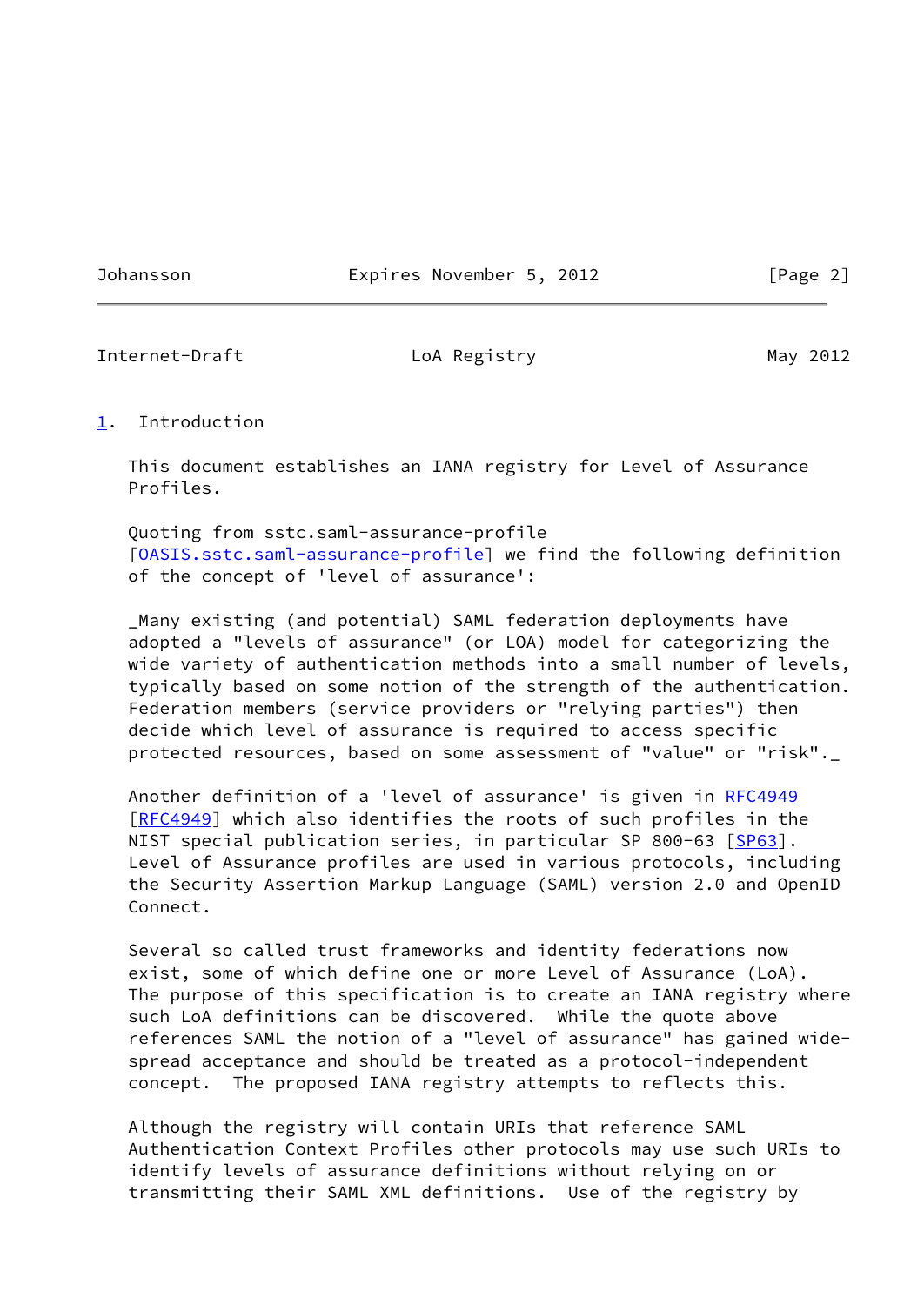## 1. Introduction

This document establishes an IANA registry for Level of Assurance Profiles.

Quoting from sstc.saml-assurance-profile [OASIS.sstc.saml-assurance-profile] we find the following definition of the concept of 'level of assurance':

_Many existing (and potential) SAML federation deployments have adopted a "levels of assurance" (or LOA) model for categorizing the wide variety of authentication methods into a small number of levels, typically based on some notion of the strength of the authentication. Federation members (service providers or "relying parties") then decide which level of assurance is required to access specific protected resources, based on some assessment of "value" or "risk"._

Another definition of a 'level of assurance' is given in RFC4949 [RFC4949] which also identifies the roots of such profiles in the NIST special publication series, in particular SP 800-63 [SP63]. Level of Assurance profiles are used in various protocols, including the Security Assertion Markup Language (SAML) version 2.0 and OpenID Connect.

Several so called trust frameworks and identity federations now exist, some of which define one or more Level of Assurance (LoA). The purpose of this specification is to create an IANA registry where such LoA definitions can be discovered. While the quote above references SAML the notion of a "level of assurance" has gained wide-spread acceptance and should be treated as a protocol-independent concept. The proposed IANA registry attempts to reflects this.

Although the registry will contain URIs that reference SAML Authentication Context Profiles other protocols may use such URIs to identify levels of assurance definitions without relying on or transmitting their SAML XML definitions. Use of the registry by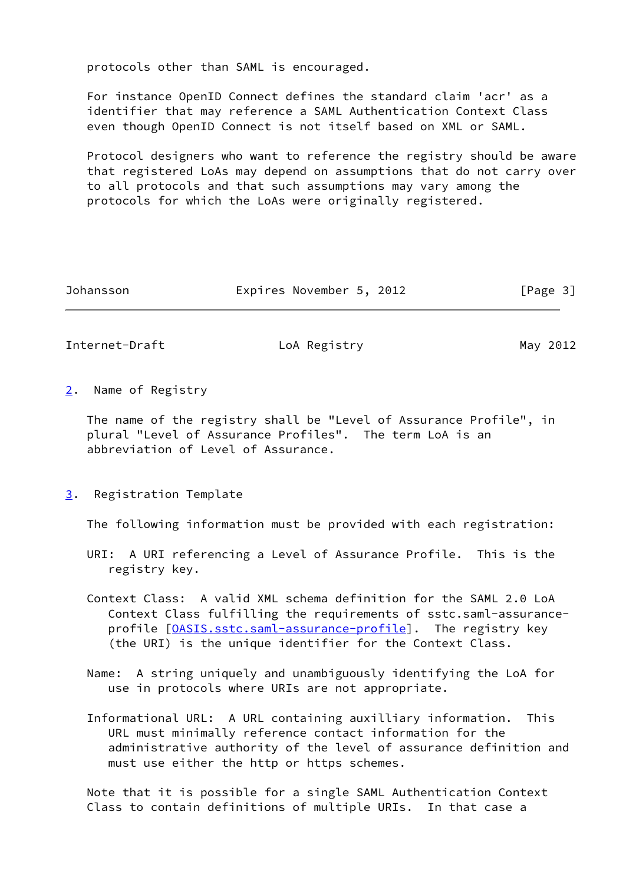protocols other than SAML is encouraged.

For instance OpenID Connect defines the standard claim 'acr' as a identifier that may reference a SAML Authentication Context Class even though OpenID Connect is not itself based on XML or SAML.

Protocol designers who want to reference the registry should be aware that registered LoAs may depend on assumptions that do not carry over to all protocols and that such assumptions may vary among the protocols for which the LoAs were originally registered.

## 2. Name of Registry

The name of the registry shall be "Level of Assurance Profile", in plural "Level of Assurance Profiles". The term LoA is an abbreviation of Level of Assurance.

## 3. Registration Template

The following information must be provided with each registration:

URI: A URI referencing a Level of Assurance Profile. This is the registry key.

Context Class: A valid XML schema definition for the SAML 2.0 LoA Context Class fulfilling the requirements of sstc.saml-assurance-profile [OASIS.sstc.saml-assurance-profile]. The registry key (the URI) is the unique identifier for the Context Class.

Name: A string uniquely and unambiguously identifying the LoA for use in protocols where URIs are not appropriate.

Informational URL: A URL containing auxilliary information. This URL must minimally reference contact information for the administrative authority of the level of assurance definition and must use either the http or https schemes.

Note that it is possible for a single SAML Authentication Context Class to contain definitions of multiple URIs. In that case a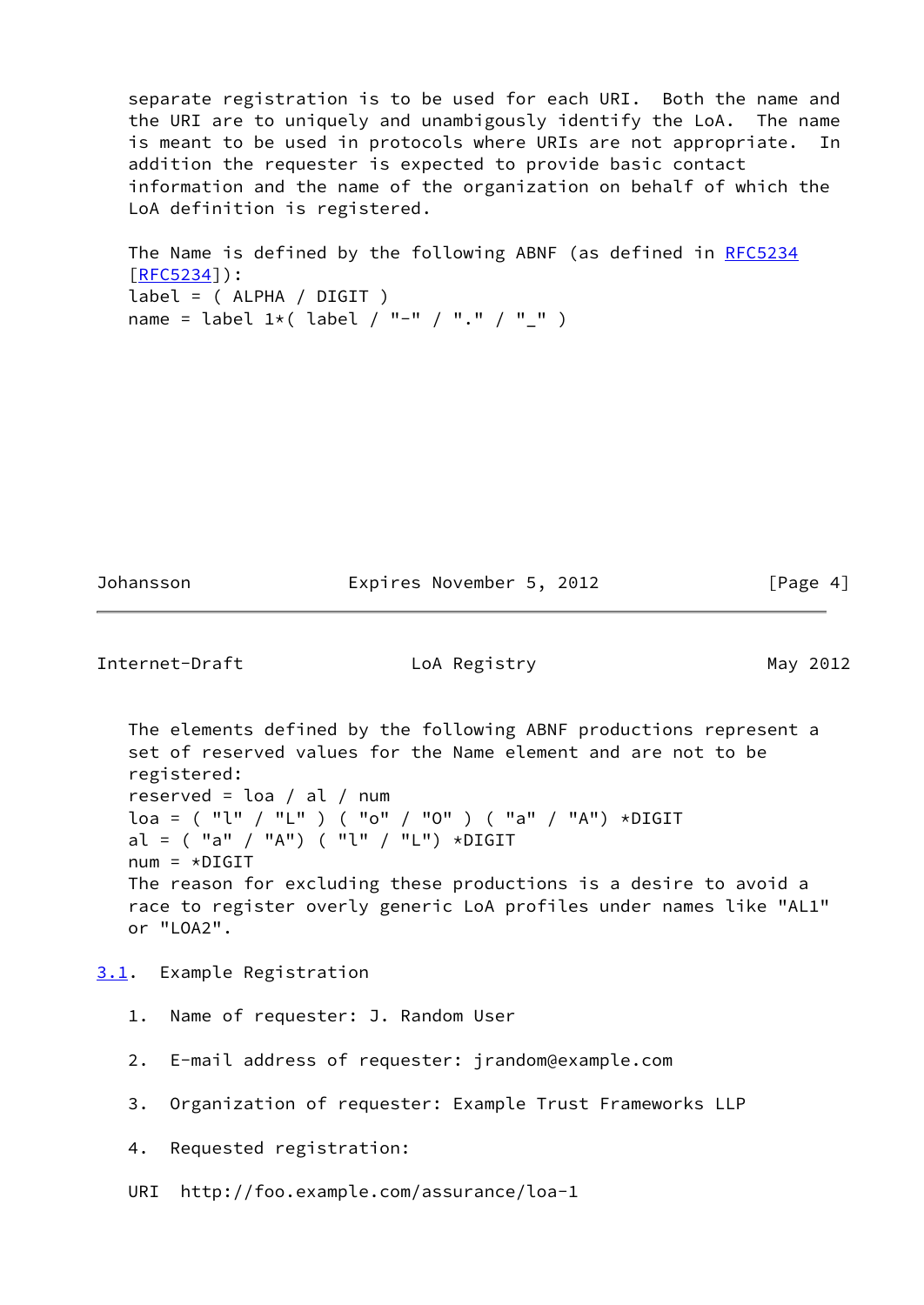separate registration is to be used for each URI. Both the name and the URI are to uniquely and unambigously identify the LoA. The name is meant to be used in protocols where URIs are not appropriate. In addition the requester is expected to provide basic contact information and the name of the organization on behalf of which the LoA definition is registered.

The Name is defined by the following ABNF (as defined in RFC5234 [RFC5234]):

```
label = ( ALPHA / DIGIT )
name = label 1*( label / "-" / "." / "_" )
```

The elements defined by the following ABNF productions represent a set of reserved values for the Name element and are not to be registered:

```
reserved = loa / al / num
loa = ( "l" / "L" ) ( "o" / "O" ) ( "a" / "A") *DIGIT
al = ( "a" / "A") ( "l" / "L") *DIGIT
num = *DIGIT
```

The reason for excluding these productions is a desire to avoid a race to register overly generic LoA profiles under names like "AL1" or "LOA2".

## 3.1. Example Registration

1. Name of requester: J. Random User

2. E-mail address of requester: jrandom@example.com

3. Organization of requester: Example Trust Frameworks LLP

4. Requested registration:

URI http://foo.example.com/assurance/loa-1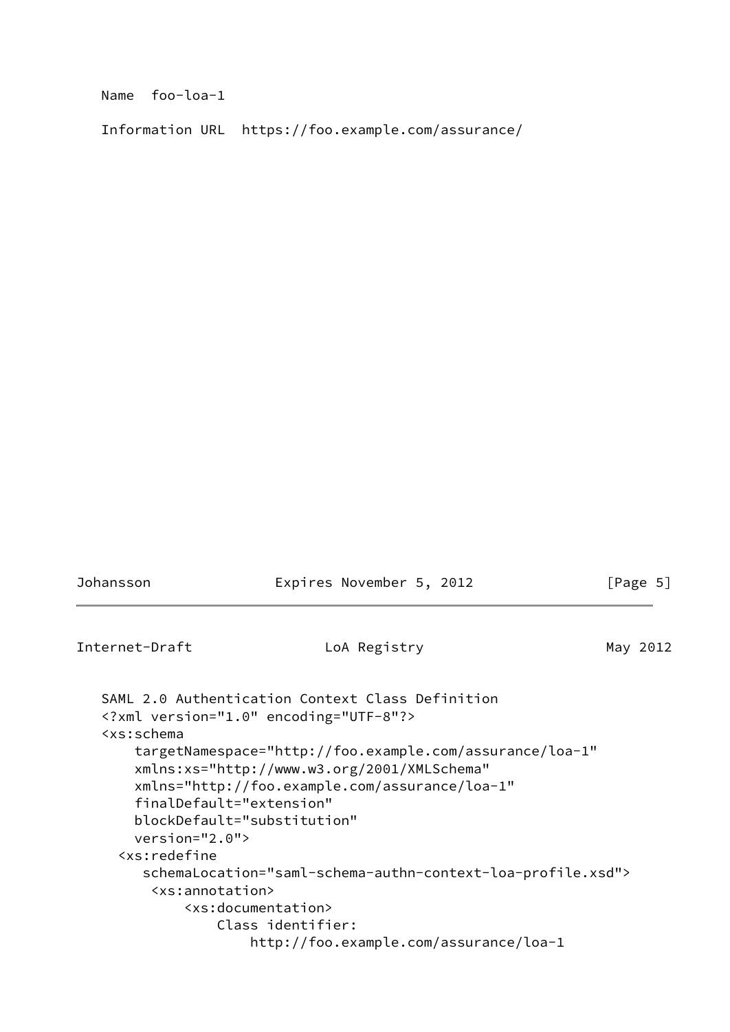Name  foo-loa-1

Information URL  https://foo.example.com/assurance/

SAML 2.0 Authentication Context Class Definition

```
<?xml version="1.0" encoding="UTF-8"?>
<xs:schema
    targetNamespace="http://foo.example.com/assurance/loa-1"
    xmlns:xs="http://www.w3.org/2001/XMLSchema"
    xmlns="http://foo.example.com/assurance/loa-1"
    finalDefault="extension"
    blockDefault="substitution"
    version="2.0">
  <xs:redefine
     schemaLocation="saml-schema-authn-context-loa-profile.xsd">
      <xs:annotation>
          <xs:documentation>
              Class identifier:
                  http://foo.example.com/assurance/loa-1
```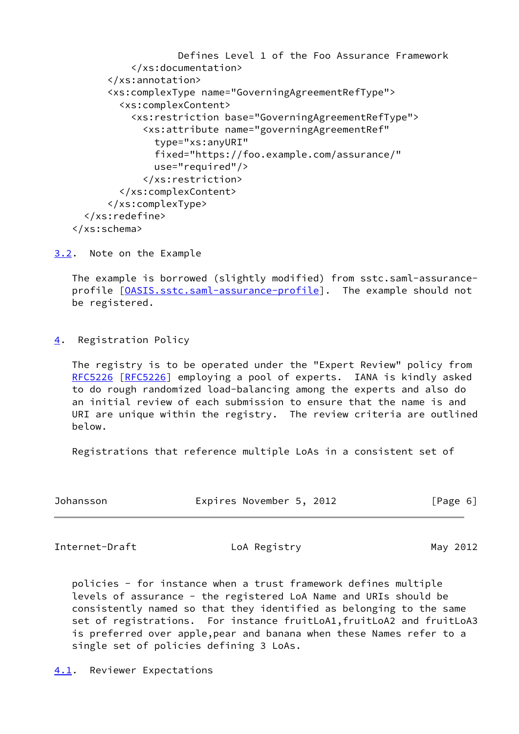```
                    Defines Level 1 of the Foo Assurance Framework
            </xs:documentation>
        </xs:annotation>
        <xs:complexType name="GoverningAgreementRefType">
          <xs:complexContent>
            <xs:restriction base="GoverningAgreementRefType">
              <xs:attribute name="governingAgreementRef"
                type="xs:anyURI"
                fixed="https://foo.example.com/assurance/"
                use="required"/>
              </xs:restriction>
          </xs:complexContent>
        </xs:complexType>
    </xs:redefine>
  </xs:schema>
```

### 3.2. Note on the Example

The example is borrowed (slightly modified) from sstc.saml-assurance-profile [OASIS.sstc.saml-assurance-profile]. The example should not be registered.

## 4. Registration Policy

The registry is to be operated under the "Expert Review" policy from RFC5226 [RFC5226] employing a pool of experts. IANA is kindly asked to do rough randomized load-balancing among the experts and also do an initial review of each submission to ensure that the name is and URI are unique within the registry. The review criteria are outlined below.

Registrations that reference multiple LoAs in a consistent set of policies - for instance when a trust framework defines multiple levels of assurance - the registered LoA Name and URIs should be consistently named so that they identified as belonging to the same set of registrations. For instance fruitLoA1,fruitLoA2 and fruitLoA3 is preferred over apple,pear and banana when these Names refer to a single set of policies defining 3 LoAs.

### 4.1. Reviewer Expectations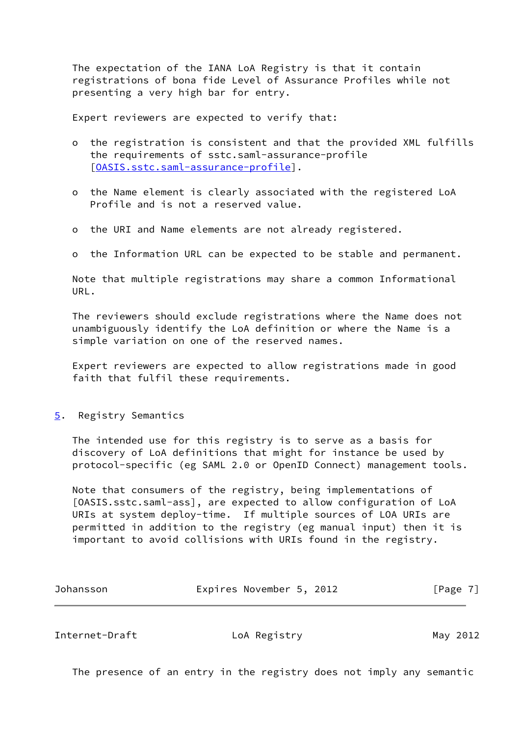The expectation of the IANA LoA Registry is that it contain registrations of bona fide Level of Assurance Profiles while not presenting a very high bar for entry.

Expert reviewers are expected to verify that:

- the registration is consistent and that the provided XML fulfills the requirements of sstc.saml-assurance-profile [OASIS.sstc.saml-assurance-profile].

- the Name element is clearly associated with the registered LoA Profile and is not a reserved value.

- the URI and Name elements are not already registered.

- the Information URL can be expected to be stable and permanent.

Note that multiple registrations may share a common Informational URL.

The reviewers should exclude registrations where the Name does not unambiguously identify the LoA definition or where the Name is a simple variation on one of the reserved names.

Expert reviewers are expected to allow registrations made in good faith that fulfil these requirements.

## 5. Registry Semantics

The intended use for this registry is to serve as a basis for discovery of LoA definitions that might for instance be used by protocol-specific (eg SAML 2.0 or OpenID Connect) management tools.

Note that consumers of the registry, being implementations of [OASIS.sstc.saml-ass], are expected to allow configuration of LoA URIs at system deploy-time. If multiple sources of LOA URIs are permitted in addition to the registry (eg manual input) then it is important to avoid collisions with URIs found in the registry.

The presence of an entry in the registry does not imply any semantic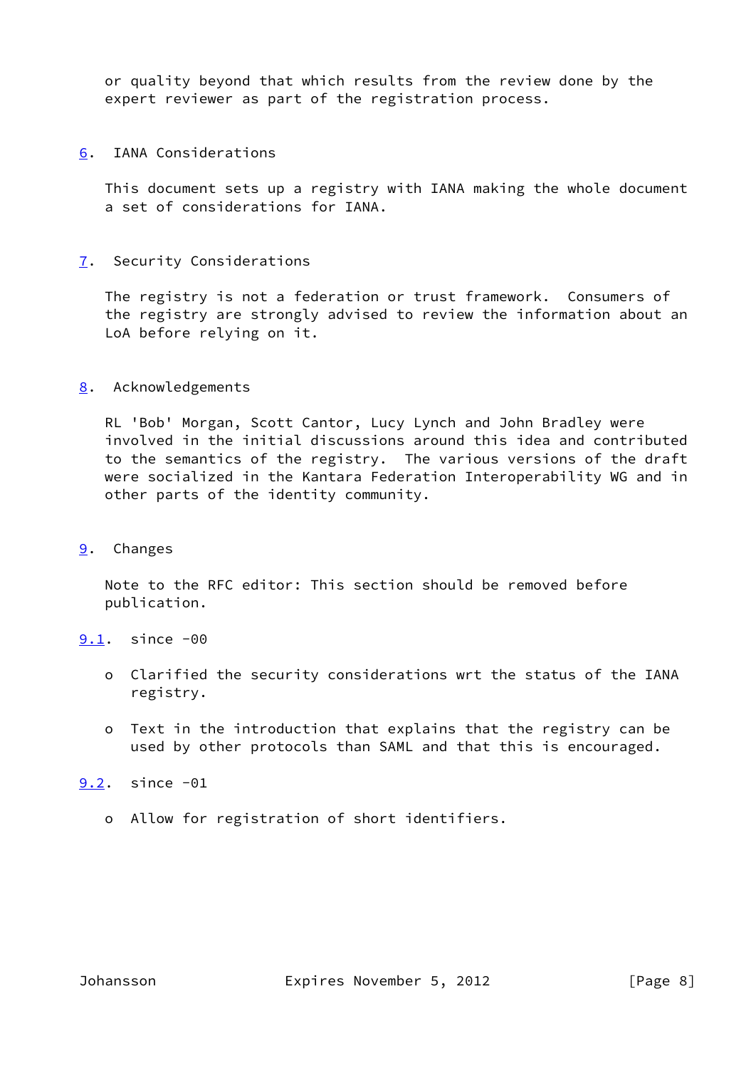or quality beyond that which results from the review done by the expert reviewer as part of the registration process.

## 6. IANA Considerations

This document sets up a registry with IANA making the whole document a set of considerations for IANA.

## 7. Security Considerations

The registry is not a federation or trust framework. Consumers of the registry are strongly advised to review the information about an LoA before relying on it.

## 8. Acknowledgements

RL 'Bob' Morgan, Scott Cantor, Lucy Lynch and John Bradley were involved in the initial discussions around this idea and contributed to the semantics of the registry. The various versions of the draft were socialized in the Kantara Federation Interoperability WG and in other parts of the identity community.

## 9. Changes

Note to the RFC editor: This section should be removed before publication.

### 9.1. since -00

- Clarified the security considerations wrt the status of the IANA registry.
- Text in the introduction that explains that the registry can be used by other protocols than SAML and that this is encouraged.

### 9.2. since -01

- Allow for registration of short identifiers.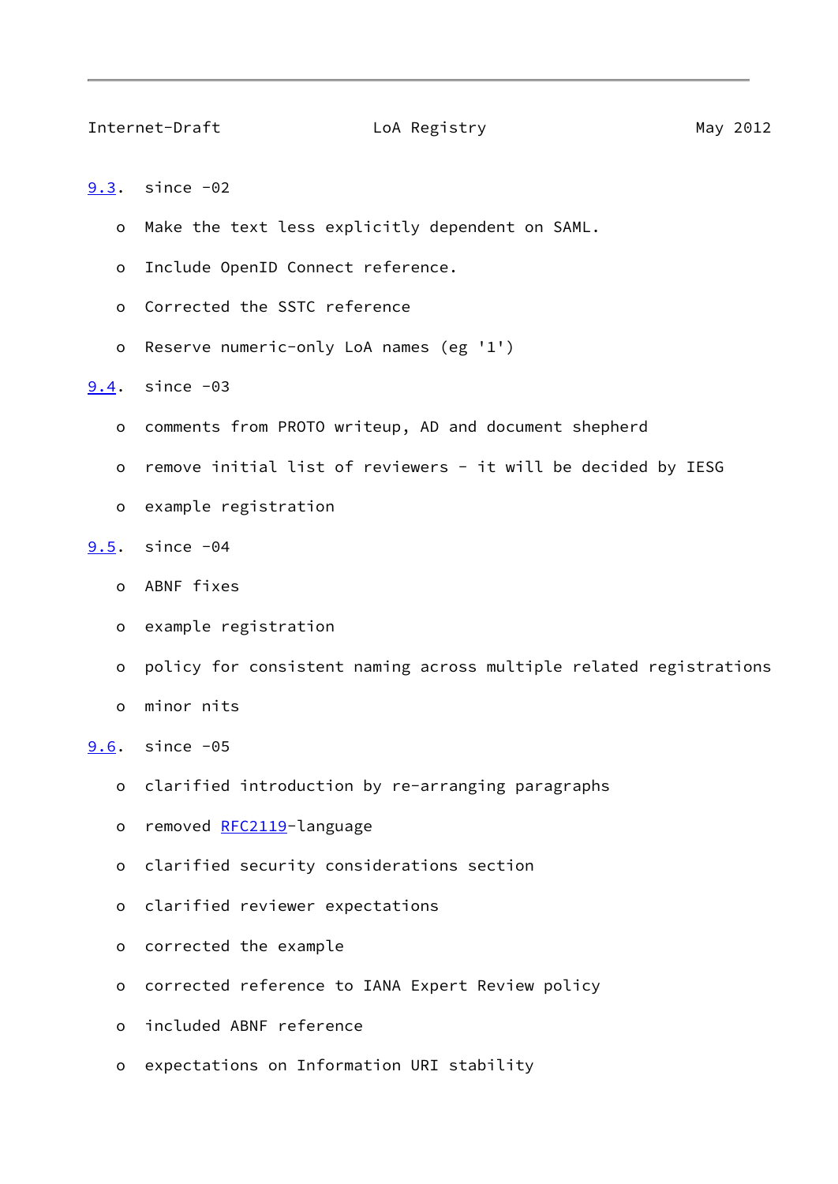### 9.3. since -02

- Make the text less explicitly dependent on SAML.
- Include OpenID Connect reference.
- Corrected the SSTC reference
- Reserve numeric-only LoA names (eg '1')

### 9.4. since -03

- comments from PROTO writeup, AD and document shepherd
- remove initial list of reviewers - it will be decided by IESG
- example registration

### 9.5. since -04

- ABNF fixes
- example registration
- policy for consistent naming across multiple related registrations
- minor nits

### 9.6. since -05

- clarified introduction by re-arranging paragraphs
- removed RFC2119-language
- clarified security considerations section
- clarified reviewer expectations
- corrected the example
- corrected reference to IANA Expert Review policy
- included ABNF reference
- expectations on Information URI stability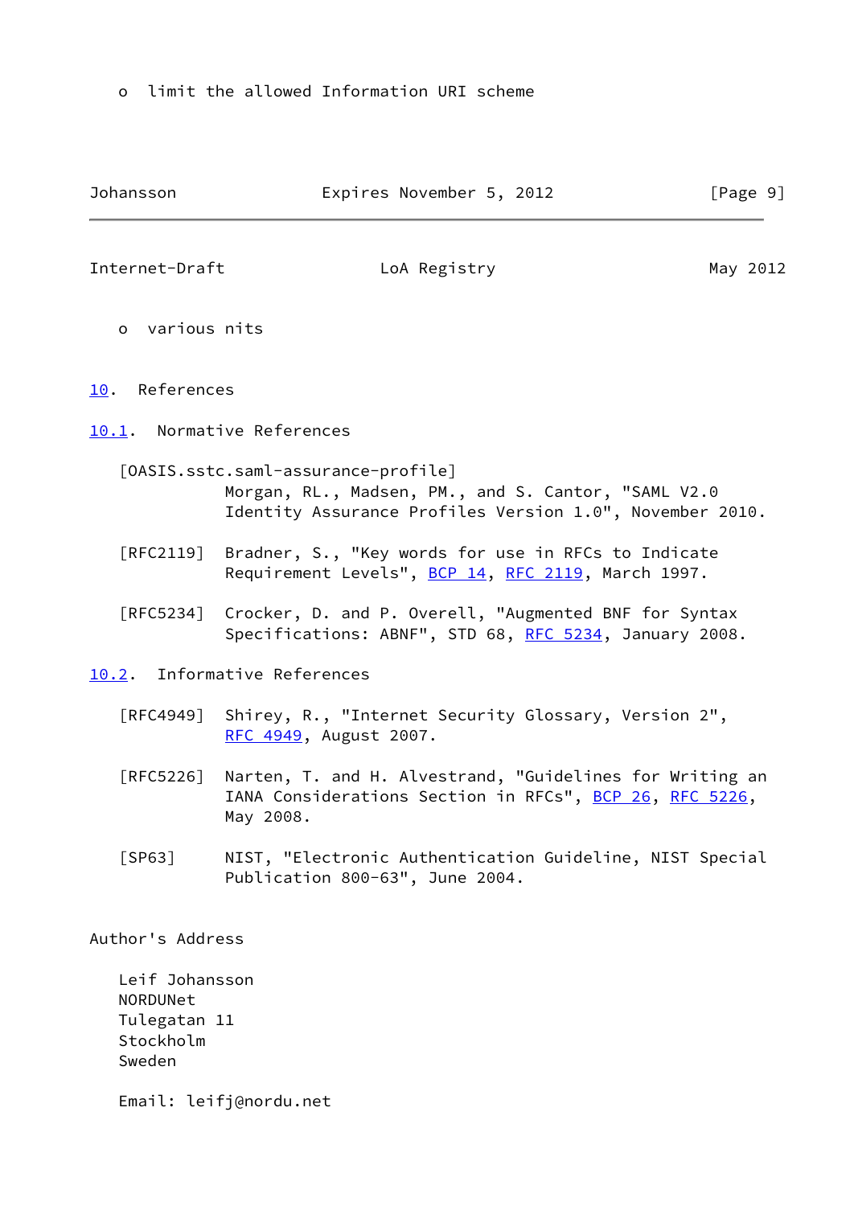- limit the allowed Information URI scheme

- various nits

# 10. References

## 10.1. Normative References

[OASIS.sstc.saml-assurance-profile]
Morgan, RL., Madsen, PM., and S. Cantor, "SAML V2.0 Identity Assurance Profiles Version 1.0", November 2010.

[RFC2119] Bradner, S., "Key words for use in RFCs to Indicate Requirement Levels", BCP 14, RFC 2119, March 1997.

[RFC5234] Crocker, D. and P. Overell, "Augmented BNF for Syntax Specifications: ABNF", STD 68, RFC 5234, January 2008.

## 10.2. Informative References

[RFC4949] Shirey, R., "Internet Security Glossary, Version 2", RFC 4949, August 2007.

[RFC5226] Narten, T. and H. Alvestrand, "Guidelines for Writing an IANA Considerations Section in RFCs", BCP 26, RFC 5226, May 2008.

[SP63] NIST, "Electronic Authentication Guideline, NIST Special Publication 800-63", June 2004.

# Author's Address

Leif Johansson
NORDUNet
Tulegatan 11
Stockholm
Sweden

Email: leifj@nordu.net